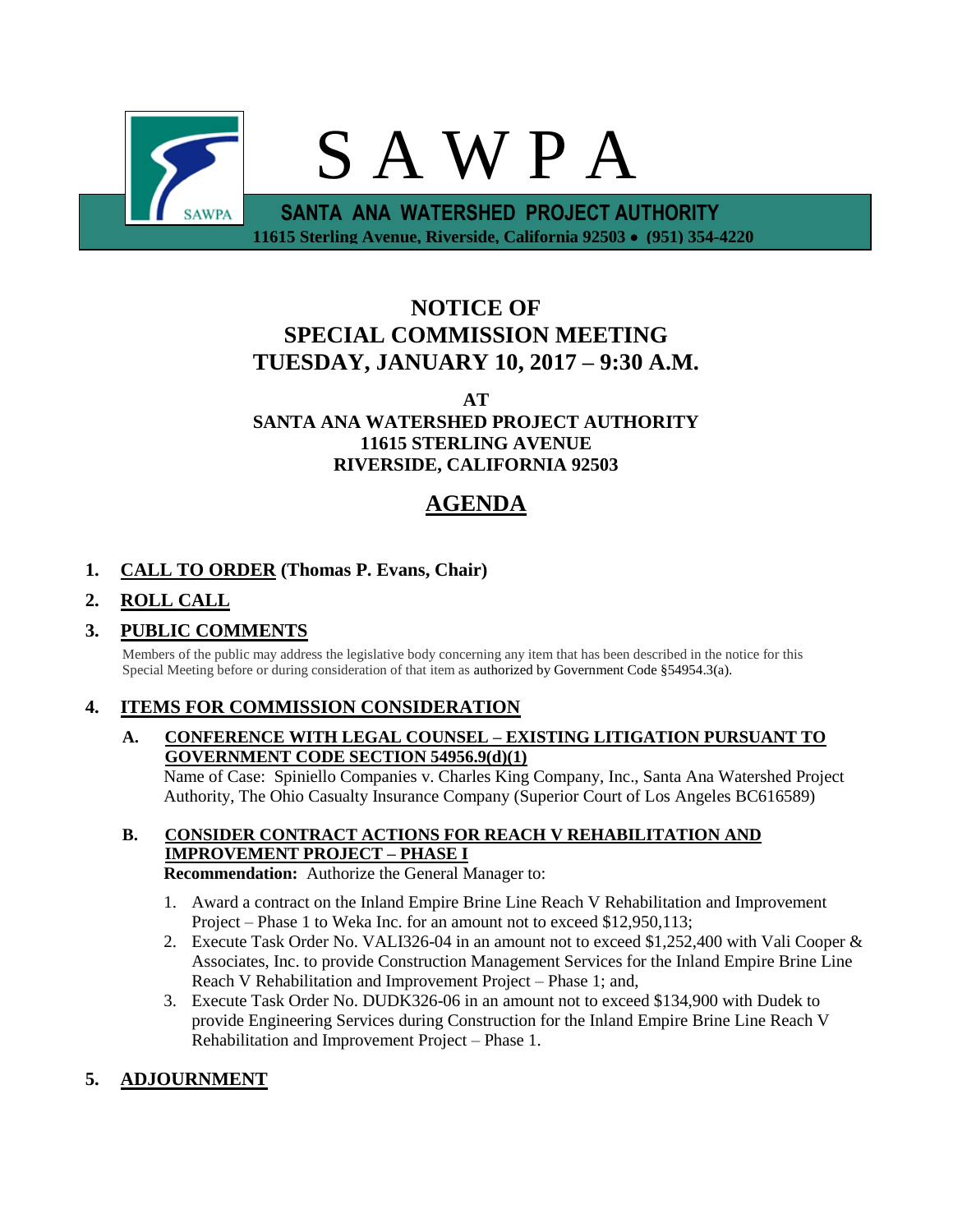# S A W P A

**SANTA ANA WATERSHED PROJECT AUTHORITY**

**11615 Sterling Avenue, Riverside, California 92503 • (951) 354-4220**

## NOTICE OF SPECIAL COMMISSION MEETING TUESDAY, JANUARY 10, 2017 – 9:30 A.M.

**AT**
**SANTA ANA WATERSHED PROJECT AUTHORITY**
**11615 STERLING AVENUE**
**RIVERSIDE, CALIFORNIA 92503**

## AGENDA

1. **CALL TO ORDER (Thomas P. Evans, Chair)**

2. **ROLL CALL**

3. **PUBLIC COMMENTS**

   Members of the public may address the legislative body concerning any item that has been described in the notice for this Special Meeting before or during consideration of that item as authorized by Government Code §54954.3(a).

4. **ITEMS FOR COMMISSION CONSIDERATION**

   **A. CONFERENCE WITH LEGAL COUNSEL – EXISTING LITIGATION PURSUANT TO GOVERNMENT CODE SECTION 54956.9(d)(1)**

   Name of Case: Spiniello Companies v. Charles King Company, Inc., Santa Ana Watershed Project Authority, The Ohio Casualty Insurance Company (Superior Court of Los Angeles BC616589)

   **B. CONSIDER CONTRACT ACTIONS FOR REACH V REHABILITATION AND IMPROVEMENT PROJECT – PHASE I**

   **Recommendation:** Authorize the General Manager to:

   1. Award a contract on the Inland Empire Brine Line Reach V Rehabilitation and Improvement Project – Phase 1 to Weka Inc. for an amount not to exceed $12,950,113;
   2. Execute Task Order No. VALI326-04 in an amount not to exceed $1,252,400 with Vali Cooper & Associates, Inc. to provide Construction Management Services for the Inland Empire Brine Line Reach V Rehabilitation and Improvement Project – Phase 1; and,
   3. Execute Task Order No. DUDK326-06 in an amount not to exceed $134,900 with Dudek to provide Engineering Services during Construction for the Inland Empire Brine Line Reach V Rehabilitation and Improvement Project – Phase 1.

5. **ADJOURNMENT**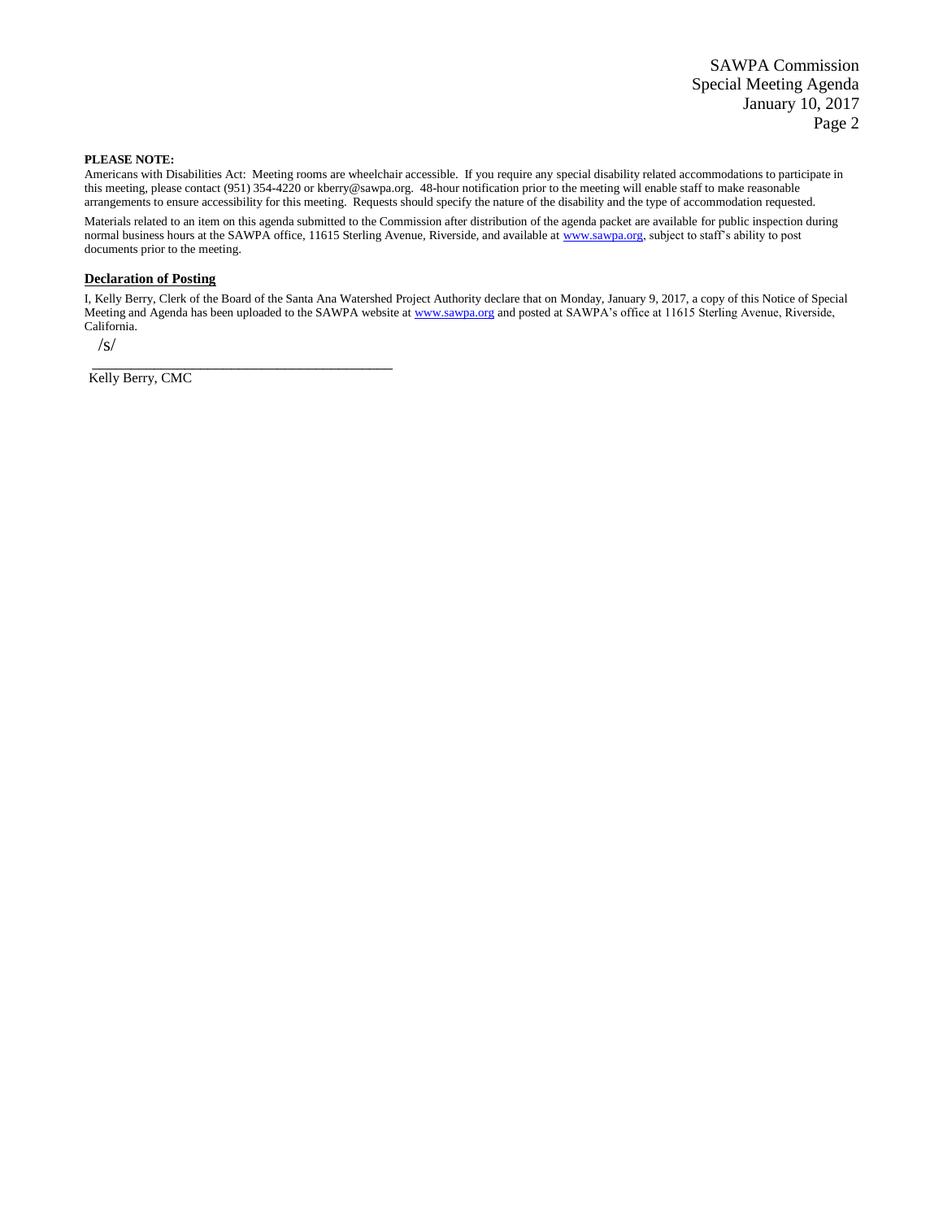**PLEASE NOTE:**

Americans with Disabilities Act: Meeting rooms are wheelchair accessible. If you require any special disability related accommodations to participate in this meeting, please contact (951) 354-4220 or kberry@sawpa.org. 48-hour notification prior to the meeting will enable staff to make reasonable arrangements to ensure accessibility for this meeting. Requests should specify the nature of the disability and the type of accommodation requested.

Materials related to an item on this agenda submitted to the Commission after distribution of the agenda packet are available for public inspection during normal business hours at the SAWPA office, 11615 Sterling Avenue, Riverside, and available at [www.sawpa.org](http://www.sawpa.org), subject to staff's ability to post documents prior to the meeting.

**Declaration of Posting**

I, Kelly Berry, Clerk of the Board of the Santa Ana Watershed Project Authority declare that on Monday, January 9, 2017, a copy of this Notice of Special Meeting and Agenda has been uploaded to the SAWPA website at [www.sawpa.org](http://www.sawpa.org) and posted at SAWPA's office at 11615 Sterling Avenue, Riverside, California.

/s/

___________________________________________

Kelly Berry, CMC